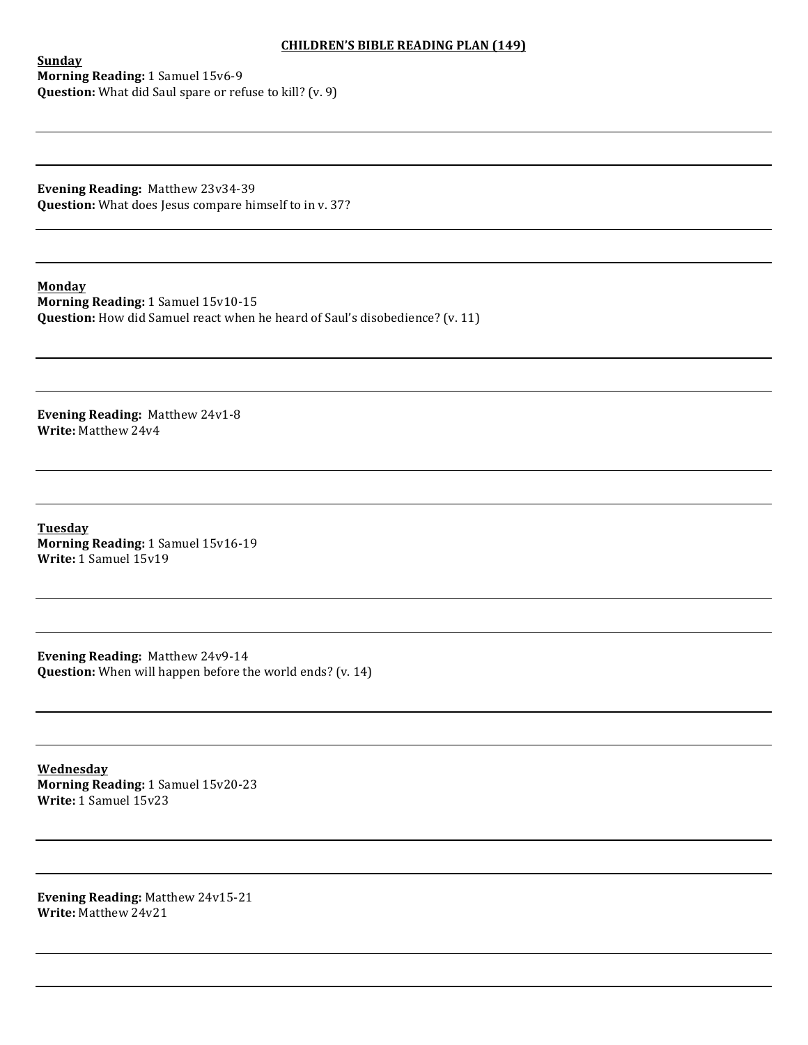# CHILDREN'S BIBLE READING PLAN (149)

## Sunday

**Morning Reading:** 1 Samuel 15v6-9
**Question:** What did Saul spare or refuse to kill? (v. 9)

**Evening Reading:** Matthew 23v34-39
**Question:** What does Jesus compare himself to in v. 37?

## Monday

**Morning Reading:** 1 Samuel 15v10-15
**Question:** How did Samuel react when he heard of Saul's disobedience? (v. 11)

**Evening Reading:** Matthew 24v1-8
**Write:** Matthew 24v4

## Tuesday

**Morning Reading:** 1 Samuel 15v16-19
**Write:** 1 Samuel 15v19

**Evening Reading:** Matthew 24v9-14
**Question:** When will happen before the world ends? (v. 14)

## Wednesday

**Morning Reading:** 1 Samuel 15v20-23
**Write:** 1 Samuel 15v23

**Evening Reading:** Matthew 24v15-21
**Write:** Matthew 24v21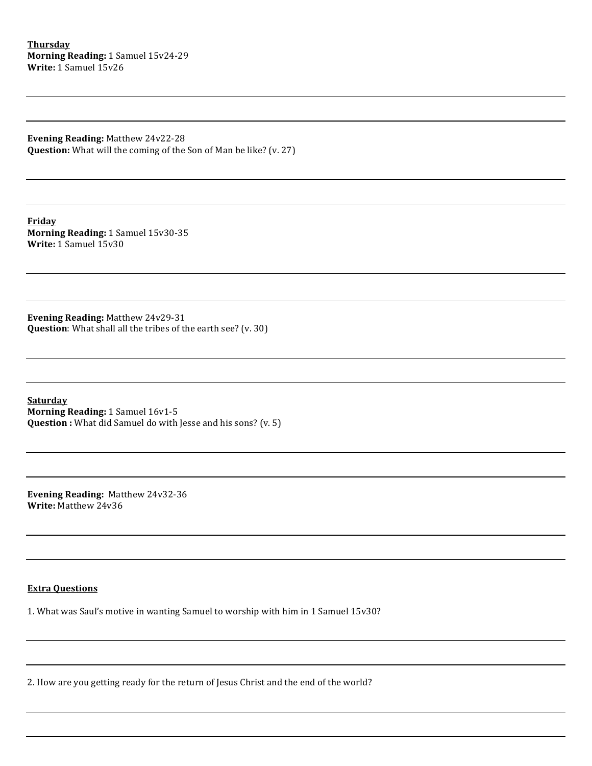**Thursday**
**Morning Reading:** 1 Samuel 15v24-29
**Write:** 1 Samuel 15v26

**Evening Reading:** Matthew 24v22-28
**Question:** What will the coming of the Son of Man be like? (v. 27)

**Friday**
**Morning Reading:** 1 Samuel 15v30-35
**Write:** 1 Samuel 15v30

**Evening Reading:** Matthew 24v29-31
**Question**: What shall all the tribes of the earth see? (v. 30)

**Saturday**
**Morning Reading:** 1 Samuel 16v1-5
**Question :** What did Samuel do with Jesse and his sons? (v. 5)

**Evening Reading:** Matthew 24v32-36
**Write:** Matthew 24v36

**Extra Questions**

1. What was Saul's motive in wanting Samuel to worship with him in 1 Samuel 15v30?

2. How are you getting ready for the return of Jesus Christ and the end of the world?